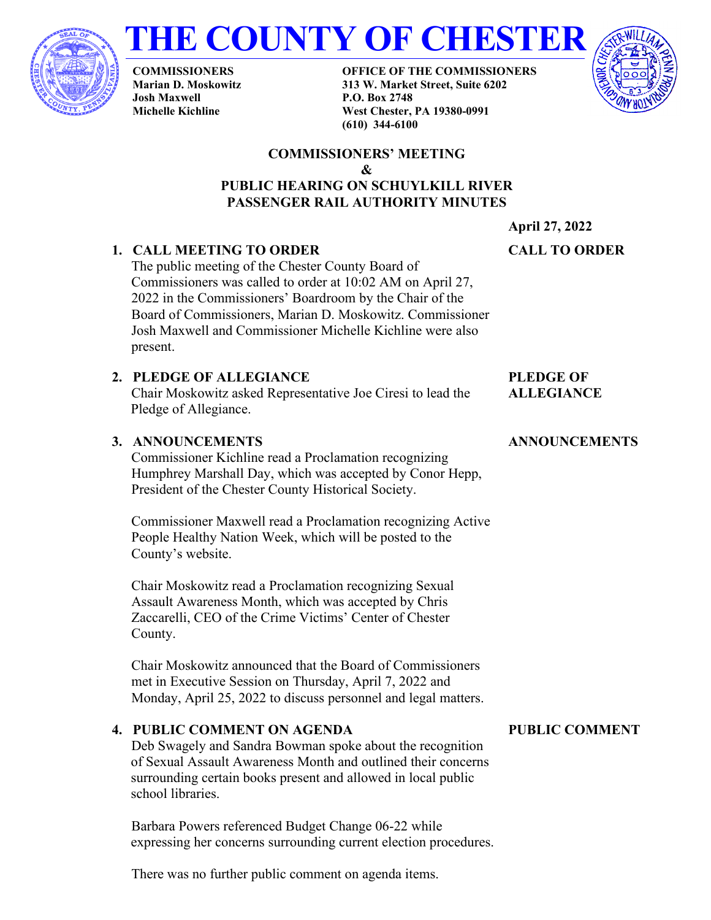# THE COUNTY OF CHESTER

**COMMISSIONERS**
**Marian D. Moskowitz**
**Josh Maxwell**
**Michelle Kichline**

**OFFICE OF THE COMMISSIONERS**
**313 W. Market Street, Suite 6202**
**P.O. Box 2748**
**West Chester, PA 19380-0991**
**(610) 344-6100**

## COMMISSIONERS' MEETING & PUBLIC HEARING ON SCHUYLKILL RIVER PASSENGER RAIL AUTHORITY MINUTES

**April 27, 2022**

### 1. CALL MEETING TO ORDER

**CALL TO ORDER**

The public meeting of the Chester County Board of Commissioners was called to order at 10:02 AM on April 27, 2022 in the Commissioners' Boardroom by the Chair of the Board of Commissioners, Marian D. Moskowitz. Commissioner Josh Maxwell and Commissioner Michelle Kichline were also present.

### 2. PLEDGE OF ALLEGIANCE

**PLEDGE OF ALLEGIANCE**

Chair Moskowitz asked Representative Joe Ciresi to lead the Pledge of Allegiance.

### 3. ANNOUNCEMENTS

**ANNOUNCEMENTS**

Commissioner Kichline read a Proclamation recognizing Humphrey Marshall Day, which was accepted by Conor Hepp, President of the Chester County Historical Society.

Commissioner Maxwell read a Proclamation recognizing Active People Healthy Nation Week, which will be posted to the County's website.

Chair Moskowitz read a Proclamation recognizing Sexual Assault Awareness Month, which was accepted by Chris Zaccarelli, CEO of the Crime Victims' Center of Chester County.

Chair Moskowitz announced that the Board of Commissioners met in Executive Session on Thursday, April 7, 2022 and Monday, April 25, 2022 to discuss personnel and legal matters.

### 4. PUBLIC COMMENT ON AGENDA

**PUBLIC COMMENT**

Deb Swagely and Sandra Bowman spoke about the recognition of Sexual Assault Awareness Month and outlined their concerns surrounding certain books present and allowed in local public school libraries.

Barbara Powers referenced Budget Change 06-22 while expressing her concerns surrounding current election procedures.

There was no further public comment on agenda items.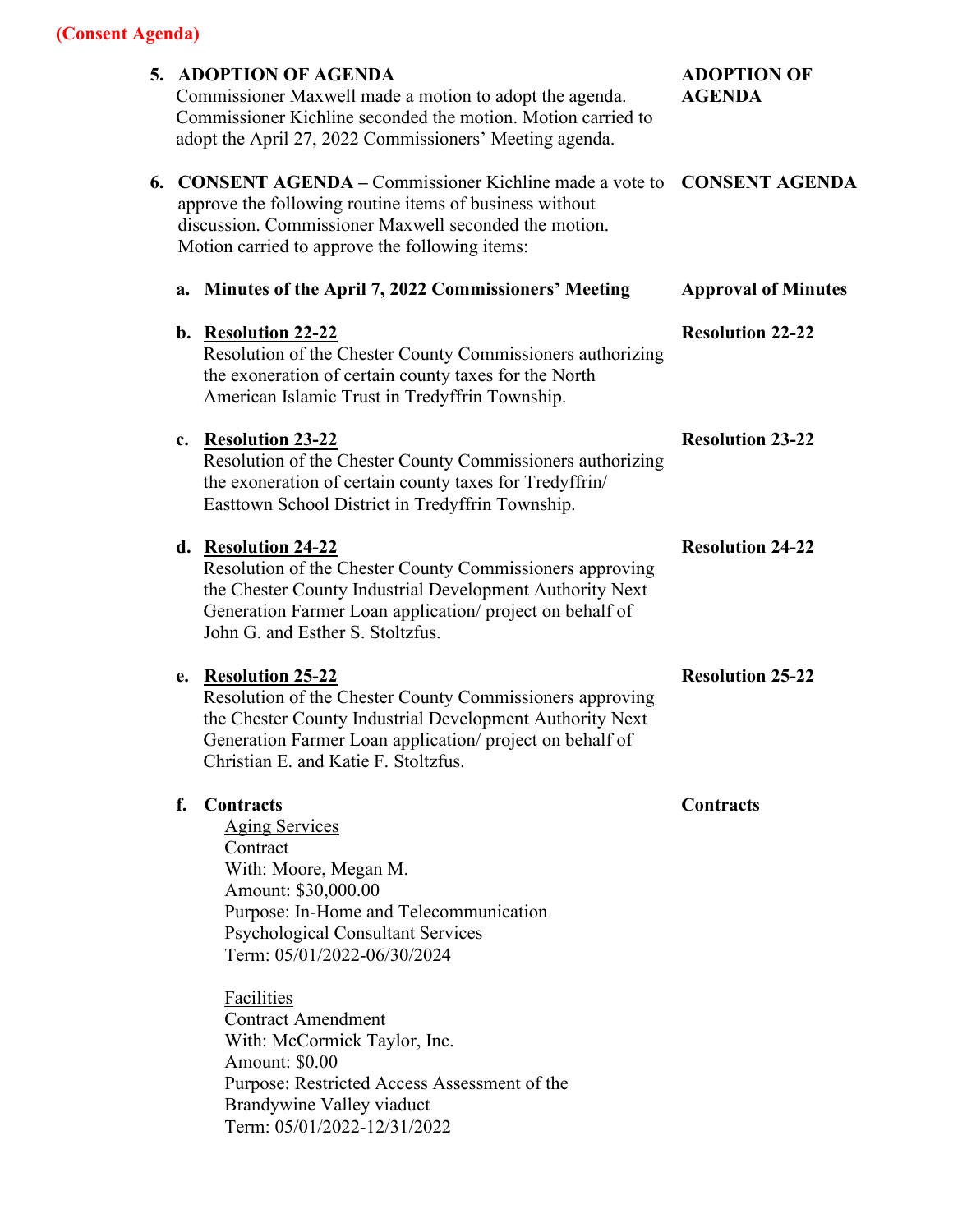**(Consent Agenda)**

**5. ADOPTION OF AGENDA** — **ADOPTION OF AGENDA**

Commissioner Maxwell made a motion to adopt the agenda. Commissioner Kichline seconded the motion. Motion carried to adopt the April 27, 2022 Commissioners' Meeting agenda.

**6. CONSENT AGENDA** – Commissioner Kichline made a vote to approve the following routine items of business without discussion. Commissioner Maxwell seconded the motion. Motion carried to approve the following items: — **CONSENT AGENDA**

**a. Minutes of the April 7, 2022 Commissioners' Meeting** — **Approval of Minutes**

**b. Resolution 22-22** — **Resolution 22-22**

Resolution of the Chester County Commissioners authorizing the exoneration of certain county taxes for the North American Islamic Trust in Tredyffrin Township.

**c. Resolution 23-22** — **Resolution 23-22**

Resolution of the Chester County Commissioners authorizing the exoneration of certain county taxes for Tredyffrin/ Easttown School District in Tredyffrin Township.

**d. Resolution 24-22** — **Resolution 24-22**

Resolution of the Chester County Commissioners approving the Chester County Industrial Development Authority Next Generation Farmer Loan application/ project on behalf of John G. and Esther S. Stoltzfus.

**e. Resolution 25-22** — **Resolution 25-22**

Resolution of the Chester County Commissioners approving the Chester County Industrial Development Authority Next Generation Farmer Loan application/ project on behalf of Christian E. and Katie F. Stoltzfus.

**f. Contracts** — **Contracts**

Aging Services
Contract
With: Moore, Megan M.
Amount: $30,000.00
Purpose: In-Home and Telecommunication Psychological Consultant Services
Term: 05/01/2022-06/30/2024

Facilities
Contract Amendment
With: McCormick Taylor, Inc.
Amount: $0.00
Purpose: Restricted Access Assessment of the Brandywine Valley viaduct
Term: 05/01/2022-12/31/2022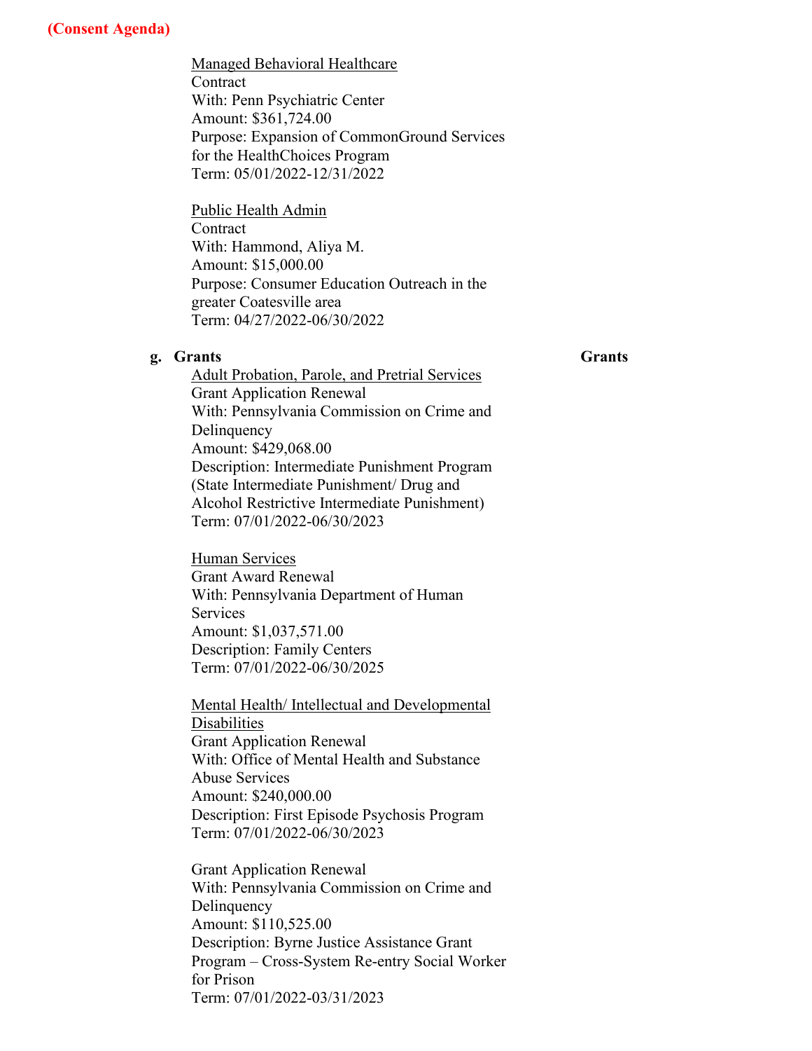**(Consent Agenda)**

Managed Behavioral Healthcare
Contract
With: Penn Psychiatric Center
Amount: $361,724.00
Purpose: Expansion of CommonGround Services for the HealthChoices Program
Term: 05/01/2022-12/31/2022

Public Health Admin
Contract
With: Hammond, Aliya M.
Amount: $15,000.00
Purpose: Consumer Education Outreach in the greater Coatesville area
Term: 04/27/2022-06/30/2022

**g. Grants** **Grants**

Adult Probation, Parole, and Pretrial Services
Grant Application Renewal
With: Pennsylvania Commission on Crime and Delinquency
Amount: $429,068.00
Description: Intermediate Punishment Program (State Intermediate Punishment/ Drug and Alcohol Restrictive Intermediate Punishment)
Term: 07/01/2022-06/30/2023

Human Services
Grant Award Renewal
With: Pennsylvania Department of Human Services
Amount: $1,037,571.00
Description: Family Centers
Term: 07/01/2022-06/30/2025

Mental Health/ Intellectual and Developmental Disabilities
Grant Application Renewal
With: Office of Mental Health and Substance Abuse Services
Amount: $240,000.00
Description: First Episode Psychosis Program
Term: 07/01/2022-06/30/2023

Grant Application Renewal
With: Pennsylvania Commission on Crime and Delinquency
Amount: $110,525.00
Description: Byrne Justice Assistance Grant Program – Cross-System Re-entry Social Worker for Prison
Term: 07/01/2022-03/31/2023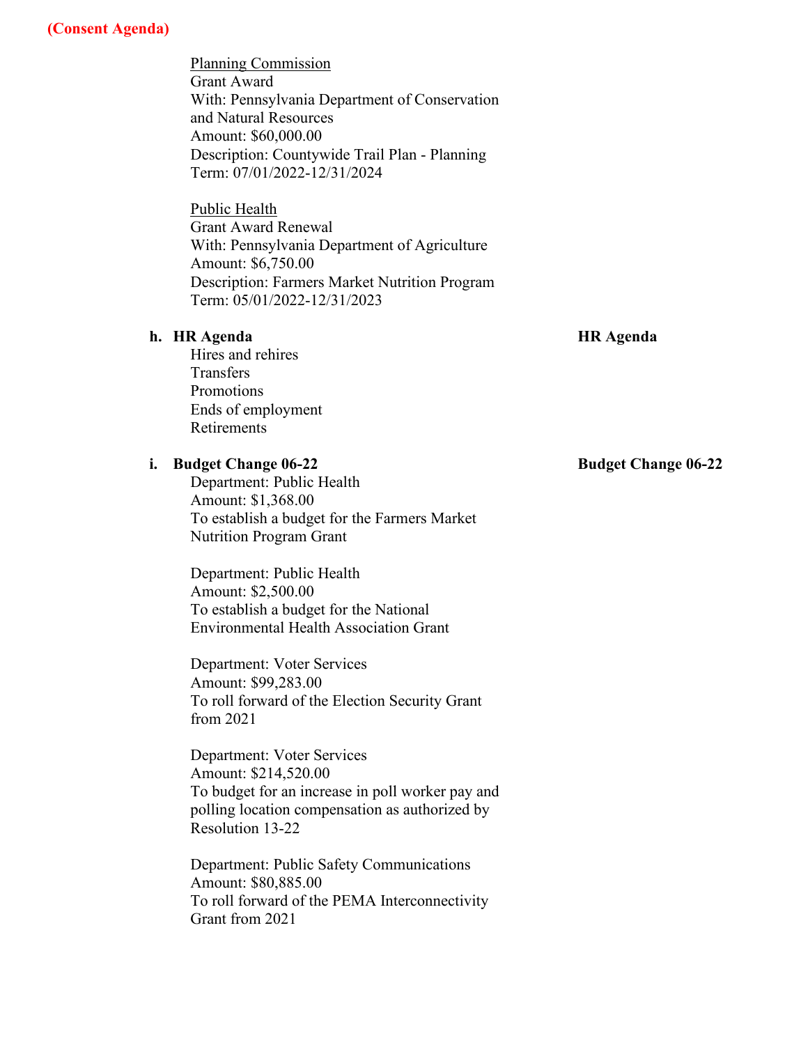**(Consent Agenda)**

Planning Commission
Grant Award
With: Pennsylvania Department of Conservation and Natural Resources
Amount: $60,000.00
Description: Countywide Trail Plan - Planning
Term: 07/01/2022-12/31/2024

Public Health
Grant Award Renewal
With: Pennsylvania Department of Agriculture
Amount: $6,750.00
Description: Farmers Market Nutrition Program
Term: 05/01/2022-12/31/2023

**h. HR Agenda** — **HR Agenda**

Hires and rehires
Transfers
Promotions
Ends of employment
Retirements

**i. Budget Change 06-22** — **Budget Change 06-22**

Department: Public Health
Amount: $1,368.00
To establish a budget for the Farmers Market Nutrition Program Grant

Department: Public Health
Amount: $2,500.00
To establish a budget for the National Environmental Health Association Grant

Department: Voter Services
Amount: $99,283.00
To roll forward of the Election Security Grant from 2021

Department: Voter Services
Amount: $214,520.00
To budget for an increase in poll worker pay and polling location compensation as authorized by Resolution 13-22

Department: Public Safety Communications
Amount: $80,885.00
To roll forward of the PEMA Interconnectivity Grant from 2021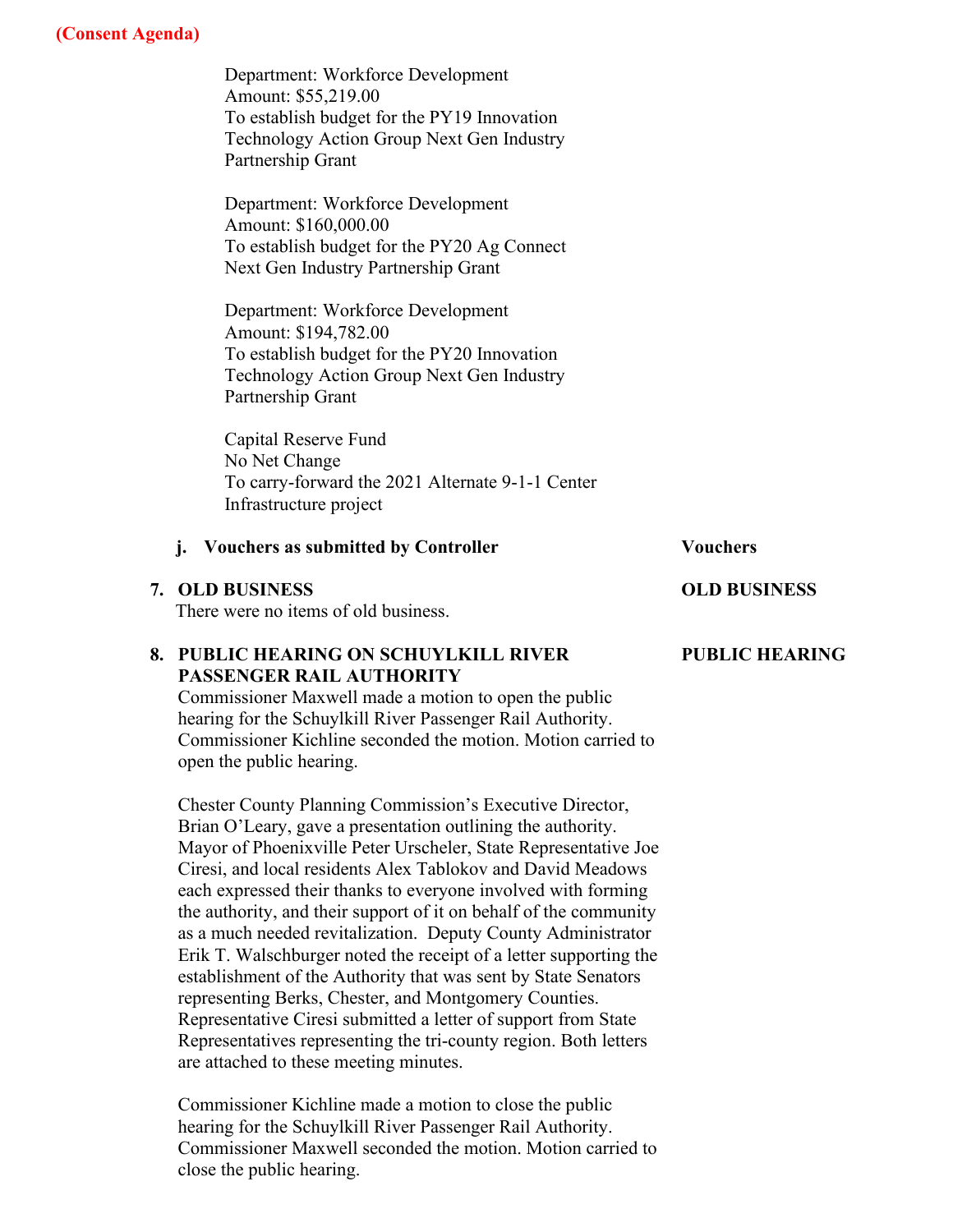**(Consent Agenda)**

Department: Workforce Development
Amount: $55,219.00
To establish budget for the PY19 Innovation Technology Action Group Next Gen Industry Partnership Grant

Department: Workforce Development
Amount: $160,000.00
To establish budget for the PY20 Ag Connect Next Gen Industry Partnership Grant

Department: Workforce Development
Amount: $194,782.00
To establish budget for the PY20 Innovation Technology Action Group Next Gen Industry Partnership Grant

Capital Reserve Fund
No Net Change
To carry-forward the 2021 Alternate 9-1-1 Center Infrastructure project

**j. Vouchers as submitted by Controller** — **Vouchers**

## 7. OLD BUSINESS — OLD BUSINESS

There were no items of old business.

## 8. PUBLIC HEARING ON SCHUYLKILL RIVER PASSENGER RAIL AUTHORITY — PUBLIC HEARING

Commissioner Maxwell made a motion to open the public hearing for the Schuylkill River Passenger Rail Authority. Commissioner Kichline seconded the motion. Motion carried to open the public hearing.

Chester County Planning Commission's Executive Director, Brian O'Leary, gave a presentation outlining the authority. Mayor of Phoenixville Peter Urscheler, State Representative Joe Ciresi, and local residents Alex Tablokov and David Meadows each expressed their thanks to everyone involved with forming the authority, and their support of it on behalf of the community as a much needed revitalization. Deputy County Administrator Erik T. Walschburger noted the receipt of a letter supporting the establishment of the Authority that was sent by State Senators representing Berks, Chester, and Montgomery Counties. Representative Ciresi submitted a letter of support from State Representatives representing the tri-county region. Both letters are attached to these meeting minutes.

Commissioner Kichline made a motion to close the public hearing for the Schuylkill River Passenger Rail Authority. Commissioner Maxwell seconded the motion. Motion carried to close the public hearing.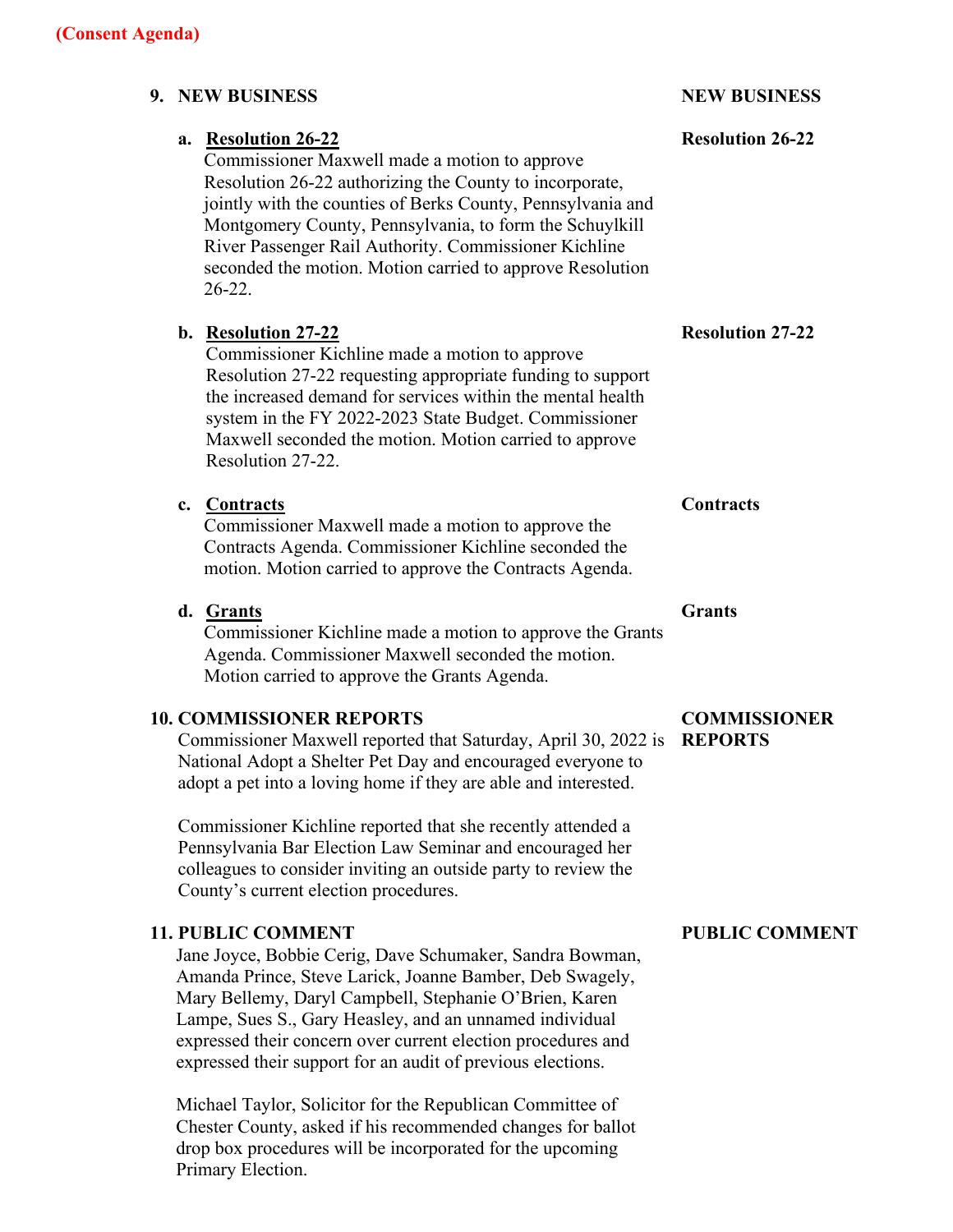**(Consent Agenda)**

## 9. NEW BUSINESS

**NEW BUSINESS**

### a. Resolution 26-22

**Resolution 26-22**

Commissioner Maxwell made a motion to approve Resolution 26-22 authorizing the County to incorporate, jointly with the counties of Berks County, Pennsylvania and Montgomery County, Pennsylvania, to form the Schuylkill River Passenger Rail Authority. Commissioner Kichline seconded the motion. Motion carried to approve Resolution 26-22.

### b. Resolution 27-22

**Resolution 27-22**

Commissioner Kichline made a motion to approve Resolution 27-22 requesting appropriate funding to support the increased demand for services within the mental health system in the FY 2022-2023 State Budget. Commissioner Maxwell seconded the motion. Motion carried to approve Resolution 27-22.

### c. Contracts

**Contracts**

Commissioner Maxwell made a motion to approve the Contracts Agenda. Commissioner Kichline seconded the motion. Motion carried to approve the Contracts Agenda.

### d. Grants

**Grants**

Commissioner Kichline made a motion to approve the Grants Agenda. Commissioner Maxwell seconded the motion. Motion carried to approve the Grants Agenda.

## 10. COMMISSIONER REPORTS

**COMMISSIONER REPORTS**

Commissioner Maxwell reported that Saturday, April 30, 2022 is National Adopt a Shelter Pet Day and encouraged everyone to adopt a pet into a loving home if they are able and interested.

Commissioner Kichline reported that she recently attended a Pennsylvania Bar Election Law Seminar and encouraged her colleagues to consider inviting an outside party to review the County's current election procedures.

## 11. PUBLIC COMMENT

**PUBLIC COMMENT**

Jane Joyce, Bobbie Cerig, Dave Schumaker, Sandra Bowman, Amanda Prince, Steve Larick, Joanne Bamber, Deb Swagely, Mary Bellemy, Daryl Campbell, Stephanie O'Brien, Karen Lampe, Sues S., Gary Heasley, and an unnamed individual expressed their concern over current election procedures and expressed their support for an audit of previous elections.

Michael Taylor, Solicitor for the Republican Committee of Chester County, asked if his recommended changes for ballot drop box procedures will be incorporated for the upcoming Primary Election.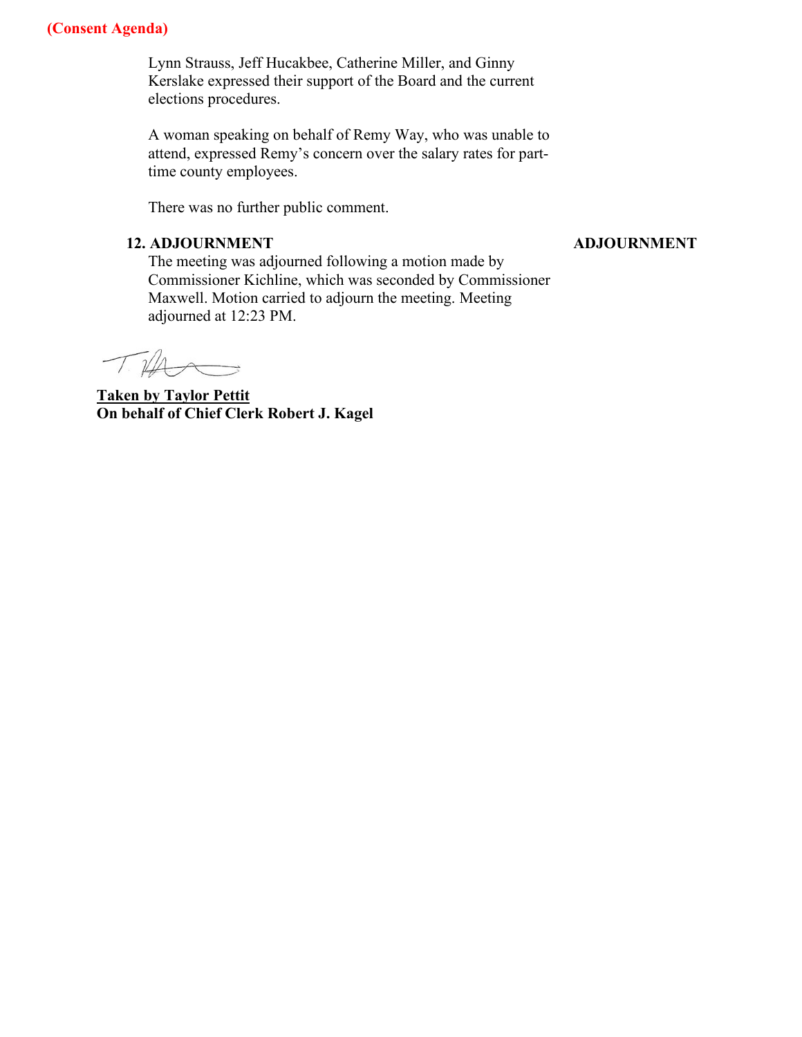**(Consent Agenda)**

Lynn Strauss, Jeff Hucakbee, Catherine Miller, and Ginny Kerslake expressed their support of the Board and the current elections procedures.

A woman speaking on behalf of Remy Way, who was unable to attend, expressed Remy's concern over the salary rates for part-time county employees.

There was no further public comment.

**12. ADJOURNMENT** **ADJOURNMENT**

The meeting was adjourned following a motion made by Commissioner Kichline, which was seconded by Commissioner Maxwell. Motion carried to adjourn the meeting. Meeting adjourned at 12:23 PM.

**Taken by Taylor Pettit**
**On behalf of Chief Clerk Robert J. Kagel**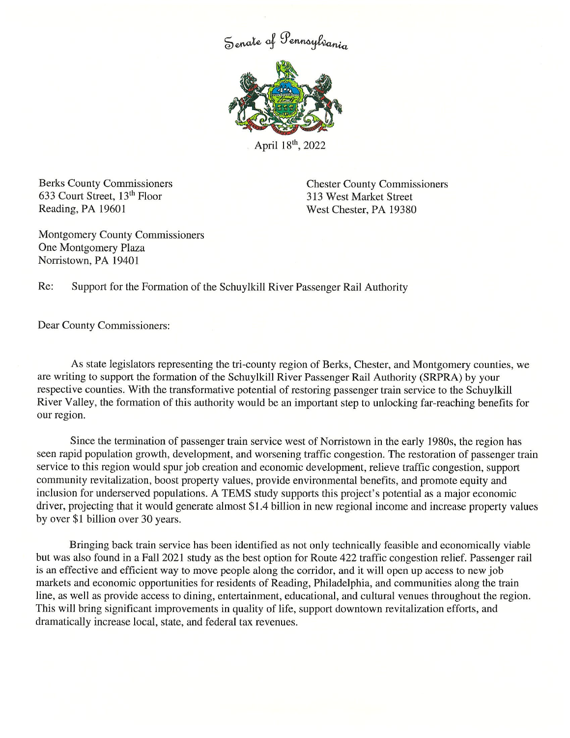Senate of Pennsylvania

April 18th, 2022

Berks County Commissioners
633 Court Street, 13th Floor
Reading, PA 19601

Chester County Commissioners
313 West Market Street
West Chester, PA 19380

Montgomery County Commissioners
One Montgomery Plaza
Norristown, PA 19401

Re: Support for the Formation of the Schuylkill River Passenger Rail Authority

Dear County Commissioners:

As state legislators representing the tri-county region of Berks, Chester, and Montgomery counties, we are writing to support the formation of the Schuylkill River Passenger Rail Authority (SRPRA) by your respective counties. With the transformative potential of restoring passenger train service to the Schuylkill River Valley, the formation of this authority would be an important step to unlocking far-reaching benefits for our region.

Since the termination of passenger train service west of Norristown in the early 1980s, the region has seen rapid population growth, development, and worsening traffic congestion. The restoration of passenger train service to this region would spur job creation and economic development, relieve traffic congestion, support community revitalization, boost property values, provide environmental benefits, and promote equity and inclusion for underserved populations. A TEMS study supports this project's potential as a major economic driver, projecting that it would generate almost $1.4 billion in new regional income and increase property values by over $1 billion over 30 years.

Bringing back train service has been identified as not only technically feasible and economically viable but was also found in a Fall 2021 study as the best option for Route 422 traffic congestion relief. Passenger rail is an effective and efficient way to move people along the corridor, and it will open up access to new job markets and economic opportunities for residents of Reading, Philadelphia, and communities along the train line, as well as provide access to dining, entertainment, educational, and cultural venues throughout the region. This will bring significant improvements in quality of life, support downtown revitalization efforts, and dramatically increase local, state, and federal tax revenues.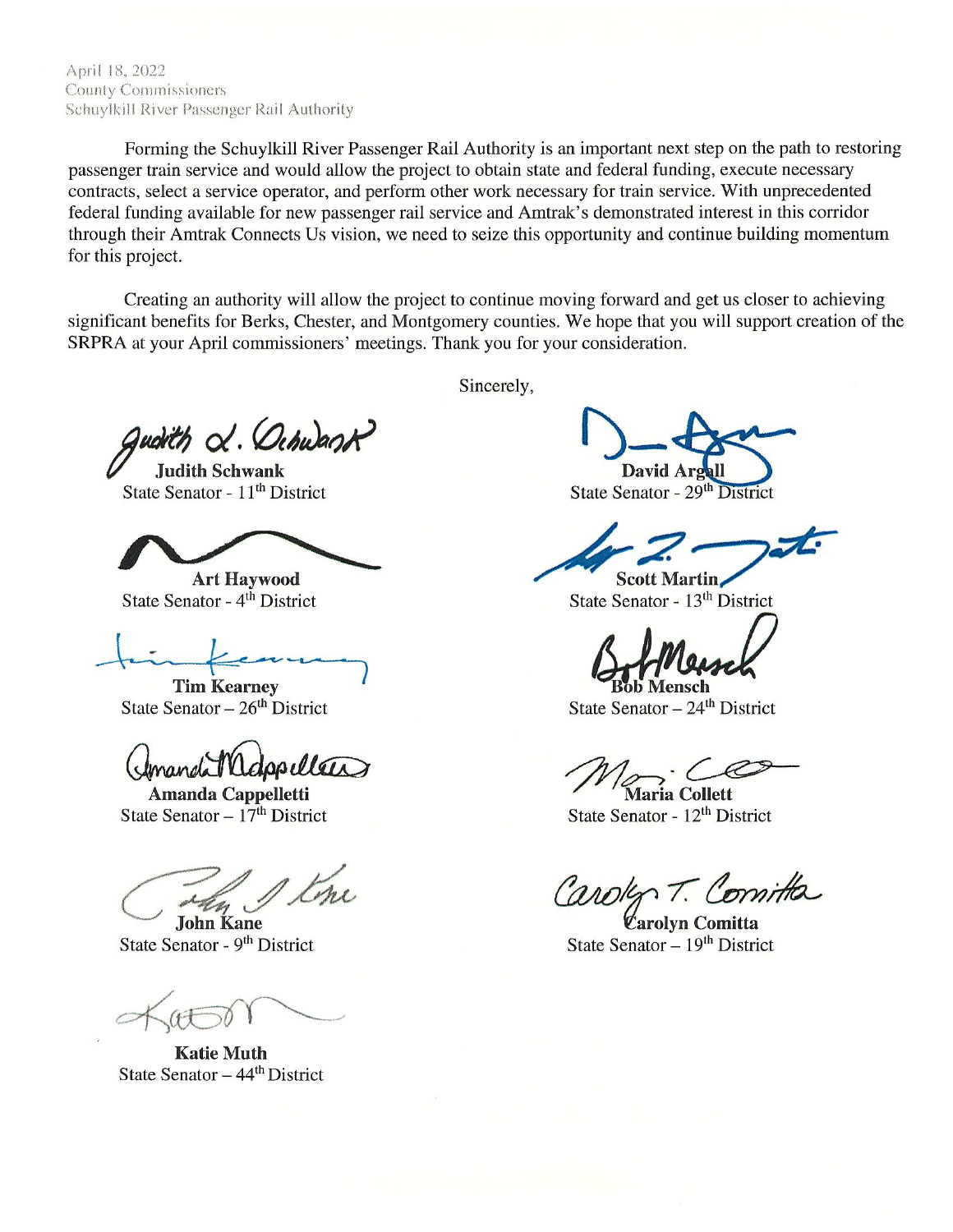April 18, 2022
County Commissioners
Schuylkill River Passenger Rail Authority

Forming the Schuylkill River Passenger Rail Authority is an important next step on the path to restoring passenger train service and would allow the project to obtain state and federal funding, execute necessary contracts, select a service operator, and perform other work necessary for train service. With unprecedented federal funding available for new passenger rail service and Amtrak's demonstrated interest in this corridor through their Amtrak Connects Us vision, we need to seize this opportunity and continue building momentum for this project.

Creating an authority will allow the project to continue moving forward and get us closer to achieving significant benefits for Berks, Chester, and Montgomery counties. We hope that you will support creation of the SRPRA at your April commissioners' meetings. Thank you for your consideration.

Sincerely,

**Judith Schwank**
State Senator - 11th District

**David Argall**
State Senator - 29th District

**Art Haywood**
State Senator - 4th District

**Scott Martin**
State Senator - 13th District

**Tim Kearney**
State Senator – 26th District

**Bob Mensch**
State Senator – 24th District

**Amanda Cappelletti**
State Senator – 17th District

**Maria Collett**
State Senator - 12th District

**John Kane**
State Senator - 9th District

**Carolyn Comitta**
State Senator – 19th District

**Katie Muth**
State Senator – 44th District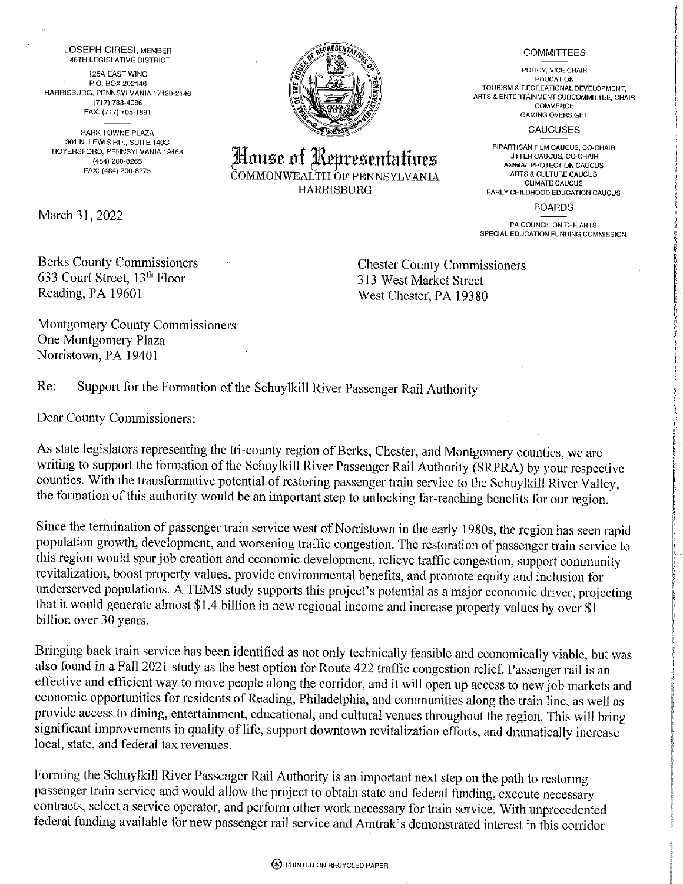JOSEPH CIRESI, MEMBER
146TH LEGISLATIVE DISTRICT

125A EAST WING
P.O. BOX 202146
HARRISBURG, PENNSYLVANIA 17120-2146
(717) 783-4086
FAX: (717) 705-1891

PARK TOWNE PLAZA
301 N. LEWIS RD., SUITE 140C
ROYERSFORD, PENNSYLVANIA 19468
(484) 200-8265
FAX: (484) 200-8275

# House of Representatives

COMMONWEALTH OF PENNSYLVANIA
HARRISBURG

COMMITTEES

POLICY, VICE CHAIR
EDUCATION
TOURISM & RECREATIONAL DEVELOPMENT, ARTS & ENTERTAINMENT SUBCOMMITTEE, CHAIR
COMMERCE
GAMING OVERSIGHT

CAUCUSES

BIPARTISAN FILM CAUCUS, CO-CHAIR
LITTER CAUCUS, CO-CHAIR
ANIMAL PROTECTION CAUCUS
ARTS & CULTURE CAUCUS
CLIMATE CAUCUS
EARLY CHILDHOOD EDUCATION CAUCUS

BOARDS

PA COUNCIL ON THE ARTS
SPECIAL EDUCATION FUNDING COMMISSION

March 31, 2022

Berks County Commissioners
633 Court Street, 13th Floor
Reading, PA 19601

Chester County Commissioners
313 West Market Street
West Chester, PA 19380

Montgomery County Commissioners
One Montgomery Plaza
Norristown, PA 19401

Re: Support for the Formation of the Schuylkill River Passenger Rail Authority

Dear County Commissioners:

As state legislators representing the tri-county region of Berks, Chester, and Montgomery counties, we are writing to support the formation of the Schuylkill River Passenger Rail Authority (SRPRA) by your respective counties. With the transformative potential of restoring passenger train service to the Schuylkill River Valley, the formation of this authority would be an important step to unlocking far-reaching benefits for our region.

Since the termination of passenger train service west of Norristown in the early 1980s, the region has seen rapid population growth, development, and worsening traffic congestion. The restoration of passenger train service to this region would spur job creation and economic development, relieve traffic congestion, support community revitalization, boost property values, provide environmental benefits, and promote equity and inclusion for underserved populations. A TEMS study supports this project's potential as a major economic driver, projecting that it would generate almost $1.4 billion in new regional income and increase property values by over $1 billion over 30 years.

Bringing back train service has been identified as not only technically feasible and economically viable, but was also found in a Fall 2021 study as the best option for Route 422 traffic congestion relief. Passenger rail is an effective and efficient way to move people along the corridor, and it will open up access to new job markets and economic opportunities for residents of Reading, Philadelphia, and communities along the train line, as well as provide access to dining, entertainment, educational, and cultural venues throughout the region. This will bring significant improvements in quality of life, support downtown revitalization efforts, and dramatically increase local, state, and federal tax revenues.

Forming the Schuylkill River Passenger Rail Authority is an important next step on the path to restoring passenger train service and would allow the project to obtain state and federal funding, execute necessary contracts, select a service operator, and perform other work necessary for train service. With unprecedented federal funding available for new passenger rail service and Amtrak's demonstrated interest in this corridor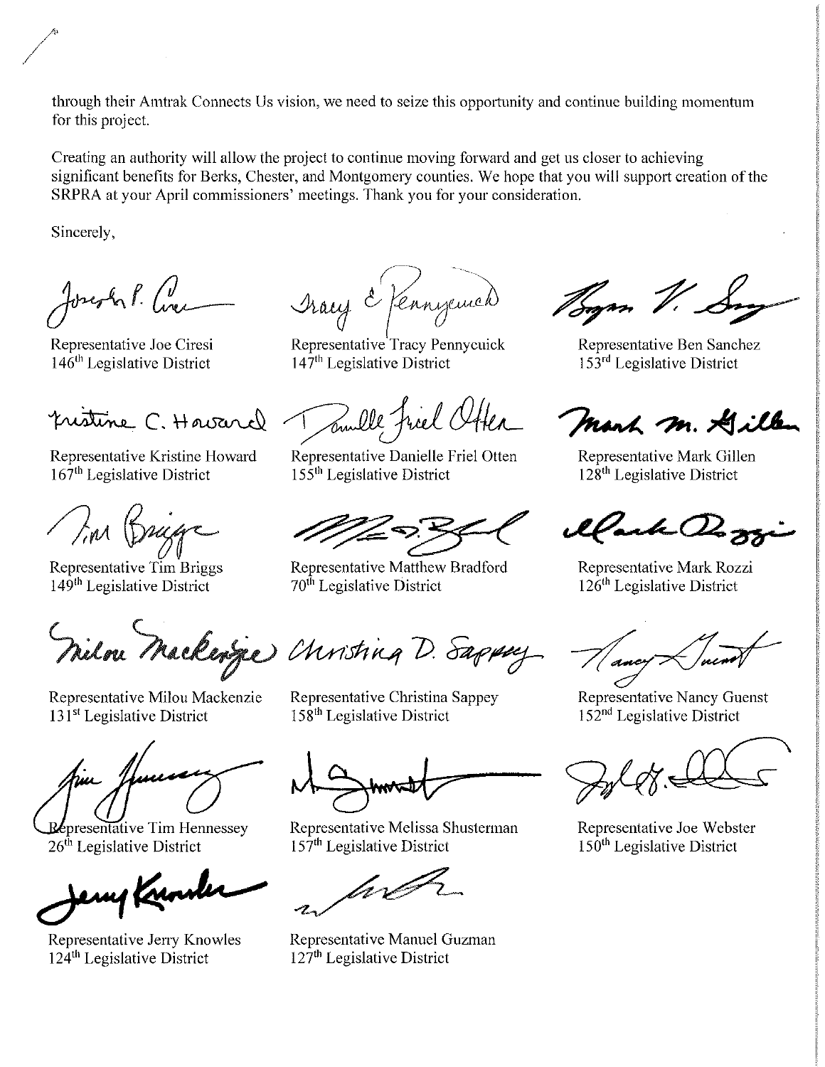through their Amtrak Connects Us vision, we need to seize this opportunity and continue building momentum for this project.

Creating an authority will allow the project to continue moving forward and get us closer to achieving significant benefits for Berks, Chester, and Montgomery counties. We hope that you will support creation of the SRPRA at your April commissioners' meetings. Thank you for your consideration.

Sincerely,

Representative Joe Ciresi
146th Legislative District

Representative Tracy Pennycuick
147th Legislative District

Representative Ben Sanchez
153rd Legislative District

Representative Kristine Howard
167th Legislative District

Representative Danielle Friel Otten
155th Legislative District

Representative Mark Gillen
128th Legislative District

Representative Tim Briggs
149th Legislative District

Representative Matthew Bradford
70th Legislative District

Representative Mark Rozzi
126th Legislative District

Representative Milou Mackenzie
131st Legislative District

Representative Christina Sappey
158th Legislative District

Representative Nancy Guenst
152nd Legislative District

Representative Tim Hennessey
26th Legislative District

Representative Melissa Shusterman
157th Legislative District

Representative Joe Webster
150th Legislative District

Representative Jerry Knowles
124th Legislative District

Representative Manuel Guzman
127th Legislative District